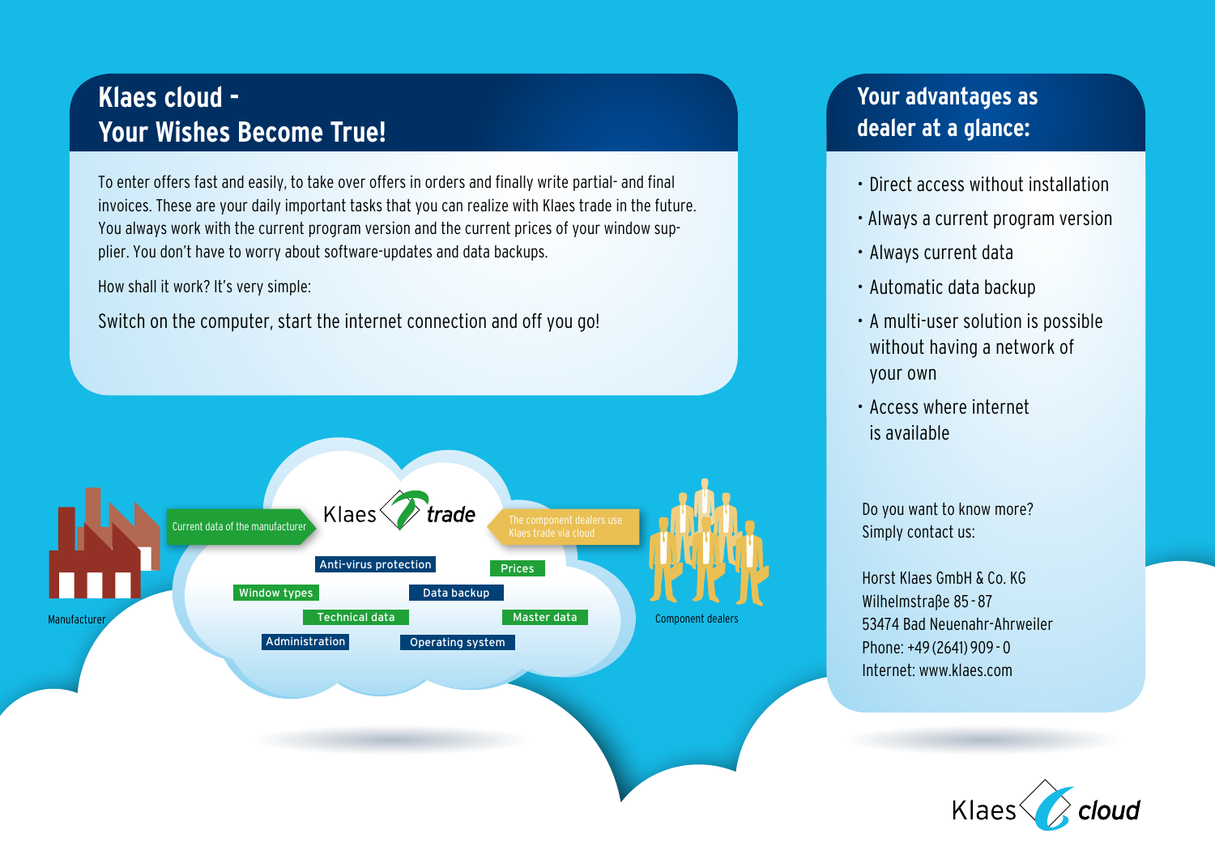## Klaes cloud – Your Wishes Become True!

To enter offers fast and easily, to take over offers in orders and finally write partial- and final invoices. These are your daily important tasks that you can realize with Klaes trade in the future. You always work with the current program version and the current prices of your window supplier. You don't have to worry about software-updates and data backups.

How shall it work? It's very simple:

Switch on the computer, start the internet connection and off you go!

Manufacturer

Current data of the manufacturer

Klaes trade

Anti-virus protection

Prices

Window types

Data backup

Technical data

Master data

Administration

Operating system

The component dealers use Klaes trade via cloud

Component dealers

## Your advantages as dealer at a glance:

- Direct access without installation
- Always a current program version
- Always current data
- Automatic data backup
- A multi-user solution is possible without having a network of your own
- Access where internet is available

Do you want to know more?
Simply contact us:

Horst Klaes GmbH & Co. KG
Wilhelmstraße 85 - 87
53474 Bad Neuenahr-Ahrweiler
Phone: +49 (2641) 909 - 0
Internet: www.klaes.com

Klaes cloud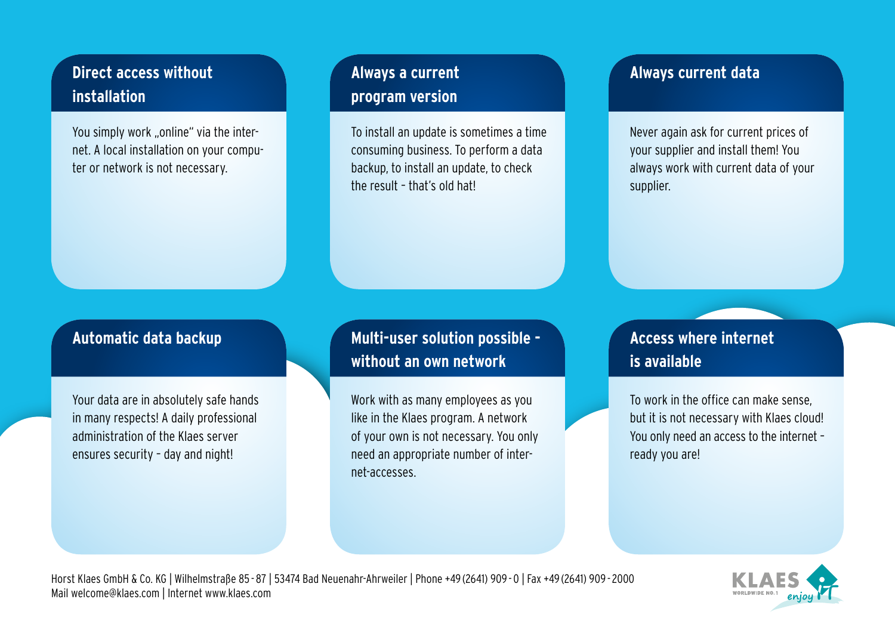## Direct access without installation

You simply work „online" via the internet. A local installation on your computer or network is not necessary.

## Always a current program version

To install an update is sometimes a time consuming business. To perform a data backup, to install an update, to check the result – that's old hat!

## Always current data

Never again ask for current prices of your supplier and install them! You always work with current data of your supplier.

## Automatic data backup

Your data are in absolutely safe hands in many respects! A daily professional administration of the Klaes server ensures security – day and night!

## Multi-user solution possible – without an own network

Work with as many employees as you like in the Klaes program. A network of your own is not necessary. You only need an appropriate number of internet-accesses.

## Access where internet is available

To work in the office can make sense, but it is not necessary with Klaes cloud! You only need an access to the internet – ready you are!

Horst Klaes GmbH & Co. KG | Wilhelmstraße 85 - 87 | 53474 Bad Neuenahr-Ahrweiler | Phone +49 (2641) 909 - 0 | Fax +49 (2641) 909 - 2000
Mail welcome@klaes.com | Internet www.klaes.com

KLAES WORLDWIDE NO.1 enjoy IT